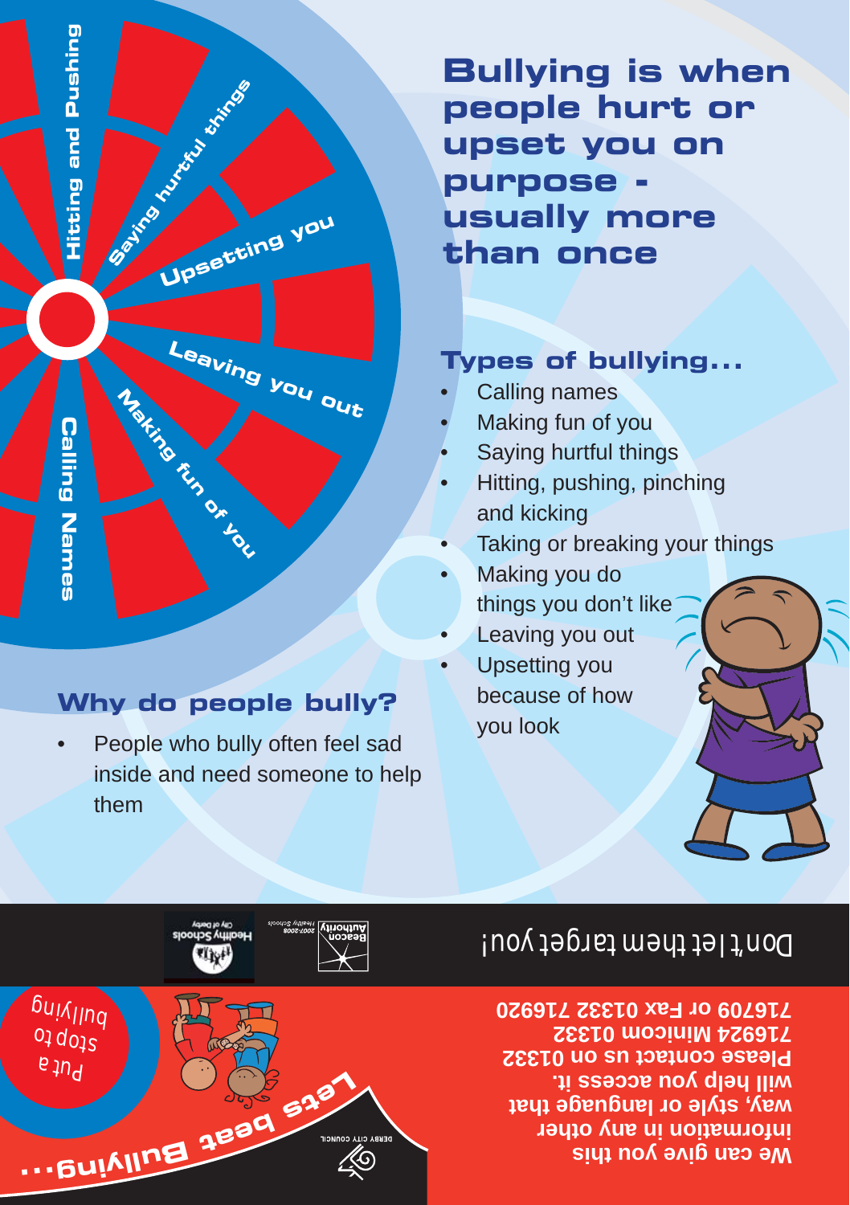# Bullying is when people hurt or upset you on purpose - usually more than once

Hitting and Pushing

Saying hurtful things

Upsetting you

Leaving you out

Making fun of you

Calling Names

## Types of bullying...

- Calling names
- Making fun of you
- Saying hurtful things
- Hitting, pushing, pinching and kicking
- Taking or breaking your things
- Making you do things you don't like
- Leaving you out
- Upsetting you because of how you look

## Why do people bully?

- People who bully often feel sad inside and need someone to help them

Don't let them target you!

Healthy Schools City of Derby

Beacon Authority Healthy Schools 2007-2008

**We can give you this information in any other way, style or language that will help you access it. Please contact us on 01332 716924 Minicom 01332 716709 or Fax 01332 716920**

Put a stop to bullying

Lets beat Bullying...

DERBY CITY COUNCIL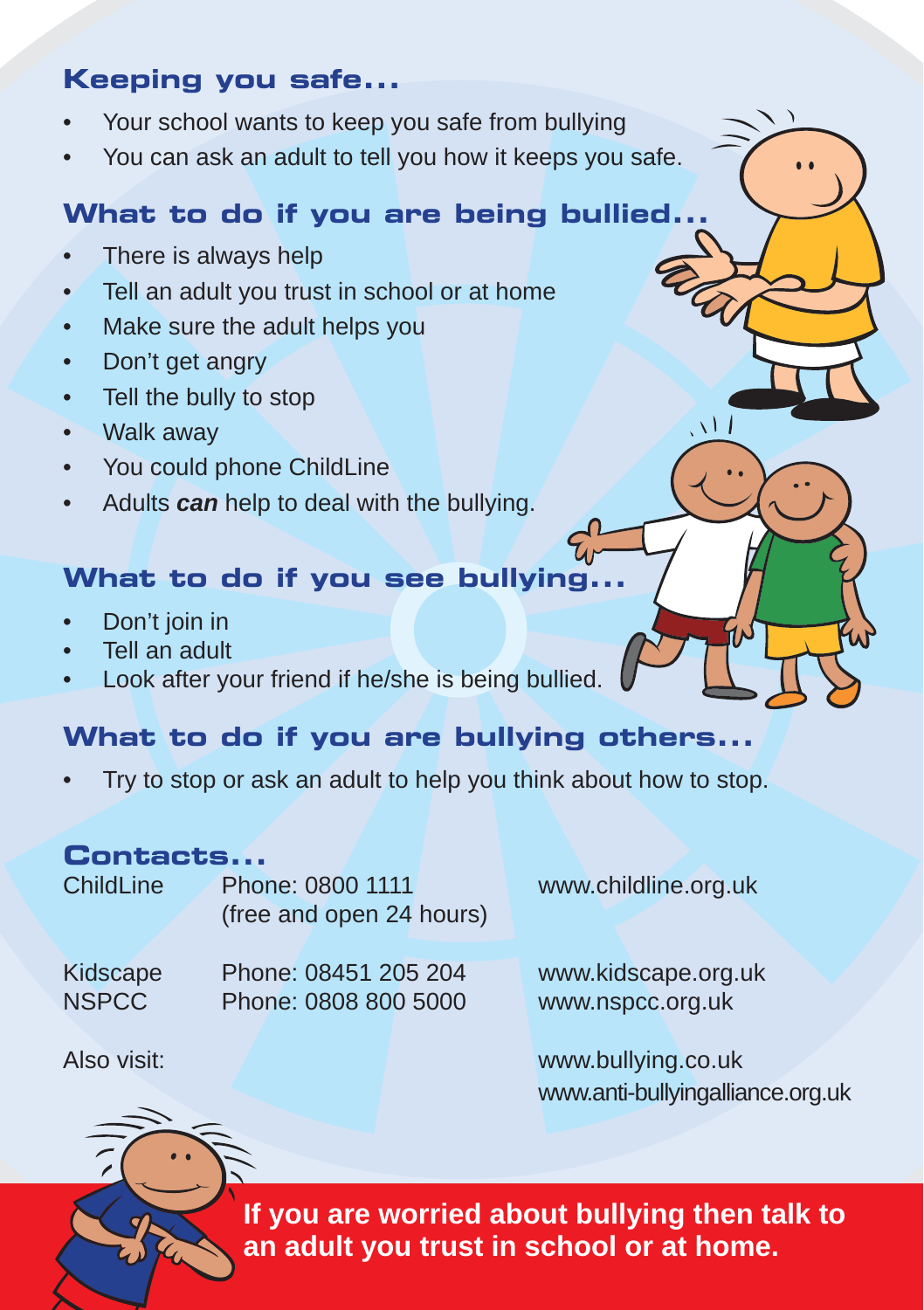## Keeping you safe...

- Your school wants to keep you safe from bullying
- You can ask an adult to tell you how it keeps you safe.

## What to do if you are being bullied...

- There is always help
- Tell an adult you trust in school or at home
- Make sure the adult helps you
- Don't get angry
- Tell the bully to stop
- Walk away
- You could phone ChildLine
- Adults ***can*** help to deal with the bullying.

## What to do if you see bullying...

- Don't join in
- Tell an adult
- Look after your friend if he/she is being bullied.

## What to do if you are bullying others...

- Try to stop or ask an adult to help you think about how to stop.

## Contacts...

| | | |
|---|---|---|
| ChildLine | Phone: 0800 1111 (free and open 24 hours) | www.childline.org.uk |
| Kidscape | Phone: 08451 205 204 | www.kidscape.org.uk |
| NSPCC | Phone: 0808 800 5000 | www.nspcc.org.uk |
| Also visit: | | www.bullying.co.uk www.anti-bullyingalliance.org.uk |

**If you are worried about bullying then talk to an adult you trust in school or at home.**